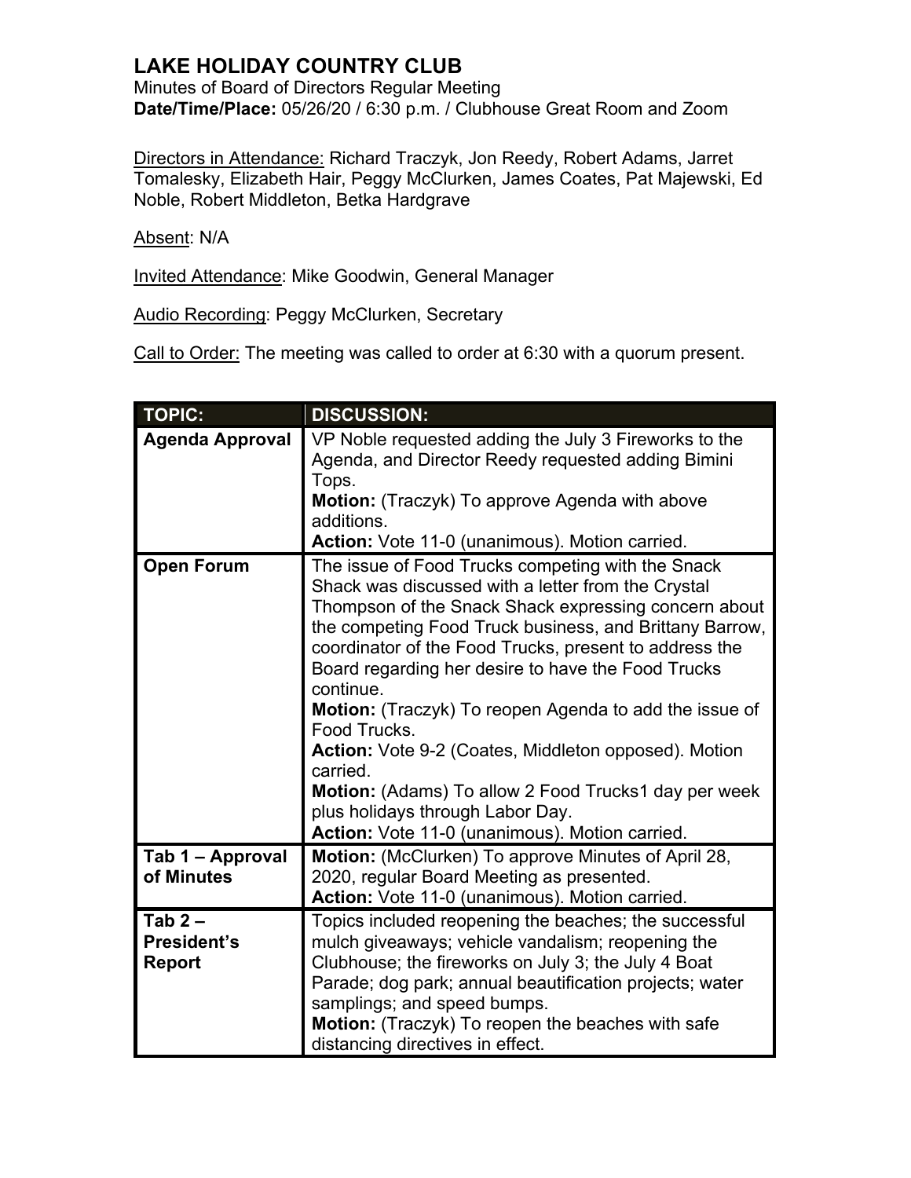# LAKE HOLIDAY COUNTRY CLUB

Minutes of Board of Directors Regular Meeting
**Date/Time/Place:** 05/26/20 / 6:30 p.m. / Clubhouse Great Room and Zoom

Directors in Attendance: Richard Traczyk, Jon Reedy, Robert Adams, Jarret Tomalesky, Elizabeth Hair, Peggy McClurken, James Coates, Pat Majewski, Ed Noble, Robert Middleton, Betka Hardgrave

Absent: N/A

Invited Attendance: Mike Goodwin, General Manager

Audio Recording: Peggy McClurken, Secretary

Call to Order: The meeting was called to order at 6:30 with a quorum present.

| TOPIC: | DISCUSSION: |
|---|---|
| **Agenda Approval** | VP Noble requested adding the July 3 Fireworks to the Agenda, and Director Reedy requested adding Bimini Tops.<br>**Motion:** (Traczyk) To approve Agenda with above additions.<br>**Action:** Vote 11-0 (unanimous). Motion carried. |
| **Open Forum** | The issue of Food Trucks competing with the Snack Shack was discussed with a letter from the Crystal Thompson of the Snack Shack expressing concern about the competing Food Truck business, and Brittany Barrow, coordinator of the Food Trucks, present to address the Board regarding her desire to have the Food Trucks continue.<br>**Motion:** (Traczyk) To reopen Agenda to add the issue of Food Trucks.<br>**Action:** Vote 9-2 (Coates, Middleton opposed). Motion carried.<br>**Motion:** (Adams) To allow 2 Food Trucks1 day per week plus holidays through Labor Day.<br>**Action:** Vote 11-0 (unanimous). Motion carried. |
| **Tab 1 – Approval of Minutes** | **Motion:** (McClurken) To approve Minutes of April 28, 2020, regular Board Meeting as presented.<br>**Action:** Vote 11-0 (unanimous). Motion carried. |
| **Tab 2 – President's Report** | Topics included reopening the beaches; the successful mulch giveaways; vehicle vandalism; reopening the Clubhouse; the fireworks on July 3; the July 4 Boat Parade; dog park; annual beautification projects; water samplings; and speed bumps.<br>**Motion:** (Traczyk) To reopen the beaches with safe distancing directives in effect. |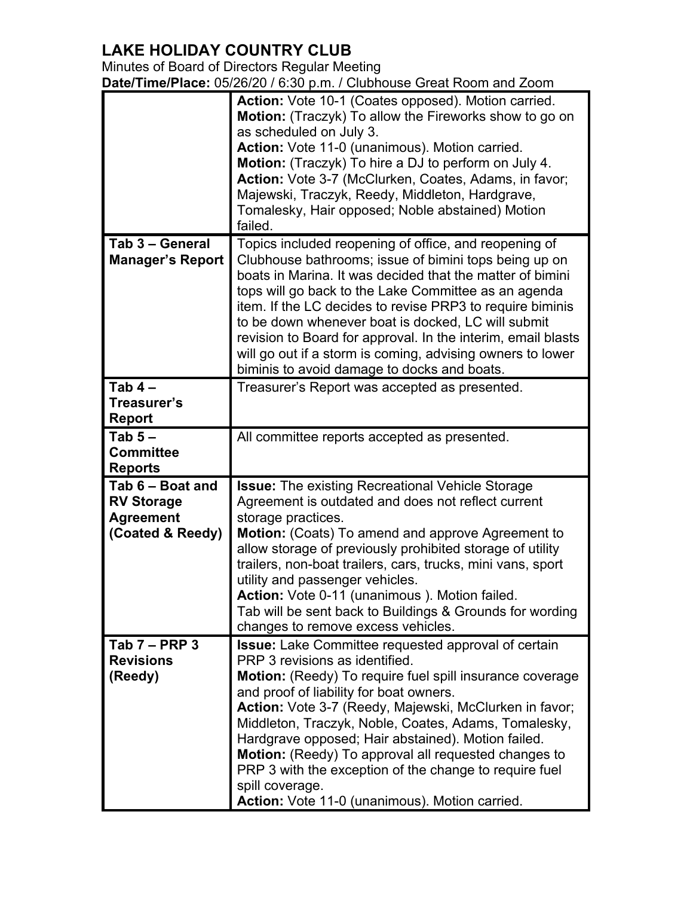# LAKE HOLIDAY COUNTRY CLUB

Minutes of Board of Directors Regular Meeting

**Date/Time/Place:** 05/26/20 / 6:30 p.m. / Clubhouse Great Room and Zoom

| | |
|---|---|
| | **Action:** Vote 10-1 (Coates opposed). Motion carried.<br>**Motion:** (Traczyk) To allow the Fireworks show to go on as scheduled on July 3.<br>**Action:** Vote 11-0 (unanimous). Motion carried.<br>**Motion:** (Traczyk) To hire a DJ to perform on July 4.<br>**Action:** Vote 3-7 (McClurken, Coates, Adams, in favor; Majewski, Traczyk, Reedy, Middleton, Hardgrave, Tomalesky, Hair opposed; Noble abstained) Motion failed. |
| **Tab 3 – General Manager's Report** | Topics included reopening of office, and reopening of Clubhouse bathrooms; issue of bimini tops being up on boats in Marina. It was decided that the matter of bimini tops will go back to the Lake Committee as an agenda item. If the LC decides to revise PRP3 to require biminis to be down whenever boat is docked, LC will submit revision to Board for approval. In the interim, email blasts will go out if a storm is coming, advising owners to lower biminis to avoid damage to docks and boats. |
| **Tab 4 – Treasurer's Report** | Treasurer's Report was accepted as presented. |
| **Tab 5 – Committee Reports** | All committee reports accepted as presented. |
| **Tab 6 – Boat and RV Storage Agreement (Coated & Reedy)** | **Issue:** The existing Recreational Vehicle Storage Agreement is outdated and does not reflect current storage practices.<br>**Motion:** (Coats) To amend and approve Agreement to allow storage of previously prohibited storage of utility trailers, non-boat trailers, cars, trucks, mini vans, sport utility and passenger vehicles.<br>**Action:** Vote 0-11 (unanimous ). Motion failed.<br>Tab will be sent back to Buildings & Grounds for wording changes to remove excess vehicles. |
| **Tab 7 – PRP 3 Revisions (Reedy)** | **Issue:** Lake Committee requested approval of certain PRP 3 revisions as identified.<br>**Motion:** (Reedy) To require fuel spill insurance coverage and proof of liability for boat owners.<br>**Action:** Vote 3-7 (Reedy, Majewski, McClurken in favor; Middleton, Traczyk, Noble, Coates, Adams, Tomalesky, Hardgrave opposed; Hair abstained). Motion failed.<br>**Motion:** (Reedy) To approval all requested changes to PRP 3 with the exception of the change to require fuel spill coverage.<br>**Action:** Vote 11-0 (unanimous). Motion carried. |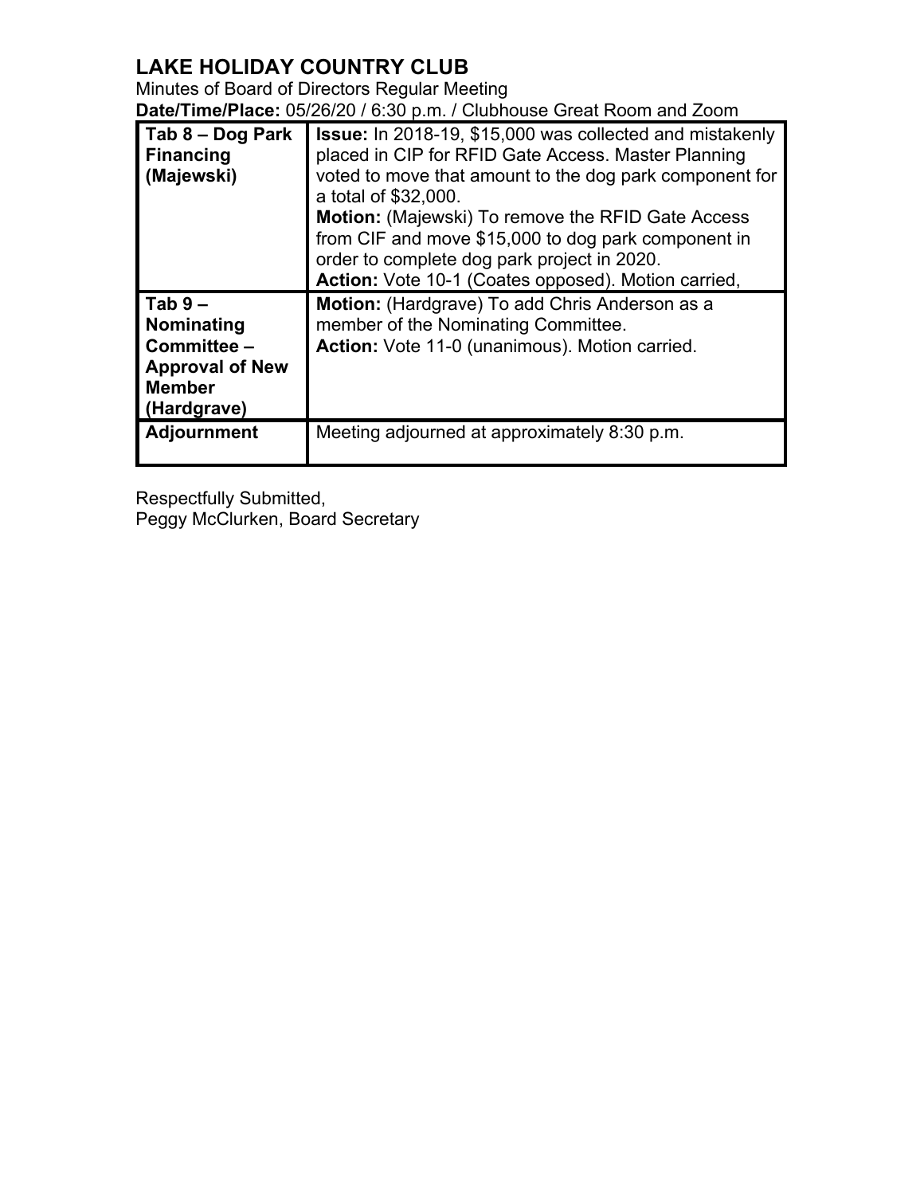# LAKE HOLIDAY COUNTRY CLUB

Minutes of Board of Directors Regular Meeting

**Date/Time/Place:** 05/26/20 / 6:30 p.m. / Clubhouse Great Room and Zoom

| | |
|---|---|
| **Tab 8 – Dog Park Financing (Majewski)** | **Issue:** In 2018-19, $15,000 was collected and mistakenly placed in CIP for RFID Gate Access. Master Planning voted to move that amount to the dog park component for a total of $32,000.<br>**Motion:** (Majewski) To remove the RFID Gate Access from CIF and move $15,000 to dog park component in order to complete dog park project in 2020.<br>**Action:** Vote 10-1 (Coates opposed). Motion carried, |
| **Tab 9 – Nominating Committee – Approval of New Member (Hardgrave)** | **Motion:** (Hardgrave) To add Chris Anderson as a member of the Nominating Committee.<br>**Action:** Vote 11-0 (unanimous). Motion carried. |
| **Adjournment** | Meeting adjourned at approximately 8:30 p.m. |

Respectfully Submitted,
Peggy McClurken, Board Secretary